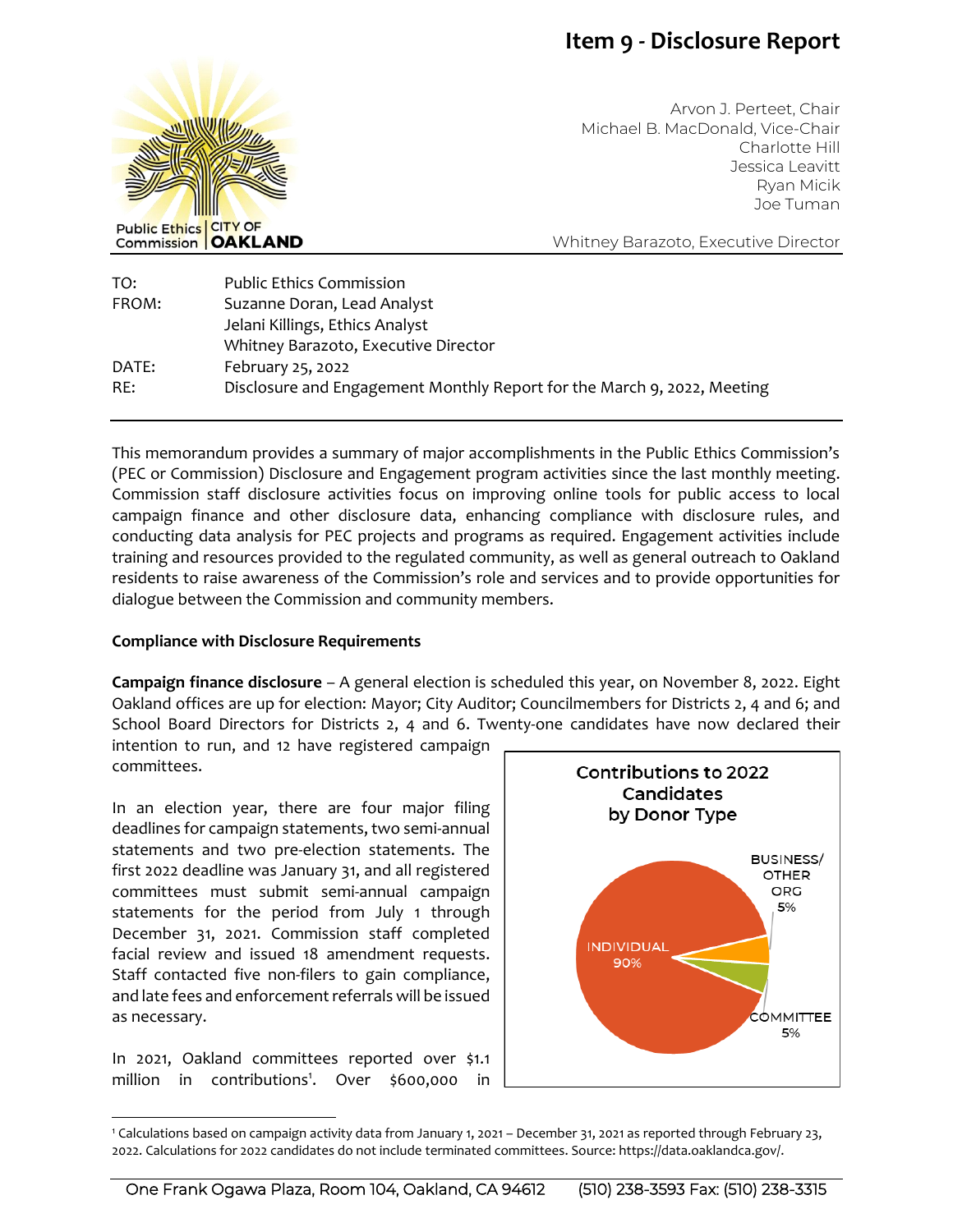# Item 9 - Disclosure Report

Public Ethics Commission | CITY OF OAKLAND

Arvon J. Perteet, Chair
Michael B. MacDonald, Vice-Chair
Charlotte Hill
Jessica Leavitt
Ryan Micik
Joe Tuman

Whitney Barazoto, Executive Director

| | |
|---|---|
| TO: | Public Ethics Commission |
| FROM: | Suzanne Doran, Lead Analyst<br>Jelani Killings, Ethics Analyst<br>Whitney Barazoto, Executive Director |
| DATE: | February 25, 2022 |
| RE: | Disclosure and Engagement Monthly Report for the March 9, 2022, Meeting |

This memorandum provides a summary of major accomplishments in the Public Ethics Commission's (PEC or Commission) Disclosure and Engagement program activities since the last monthly meeting. Commission staff disclosure activities focus on improving online tools for public access to local campaign finance and other disclosure data, enhancing compliance with disclosure rules, and conducting data analysis for PEC projects and programs as required. Engagement activities include training and resources provided to the regulated community, as well as general outreach to Oakland residents to raise awareness of the Commission's role and services and to provide opportunities for dialogue between the Commission and community members.

**Compliance with Disclosure Requirements**

**Campaign finance disclosure** – A general election is scheduled this year, on November 8, 2022. Eight Oakland offices are up for election: Mayor; City Auditor; Councilmembers for Districts 2, 4 and 6; and School Board Directors for Districts 2, 4 and 6. Twenty-one candidates have now declared their intention to run, and 12 have registered campaign committees.

In an election year, there are four major filing deadlines for campaign statements, two semi-annual statements and two pre-election statements. The first 2022 deadline was January 31, and all registered committees must submit semi-annual campaign statements for the period from July 1 through December 31, 2021. Commission staff completed facial review and issued 18 amendment requests. Staff contacted five non-filers to gain compliance, and late fees and enforcement referrals will be issued as necessary.

**Contributions to 2022 Candidates by Donor Type**

| Donor Type | Share |
|---|---|
| Individual | 90% |
| Business/Other Org | 5% |
| Committee | 5% |

In 2021, Oakland committees reported over $1.1 million in contributions[1]. Over $600,000 in

[1] Calculations based on campaign activity data from January 1, 2021 – December 31, 2021 as reported through February 23, 2022. Calculations for 2022 candidates do not include terminated committees. Source: https://data.oaklandca.gov/.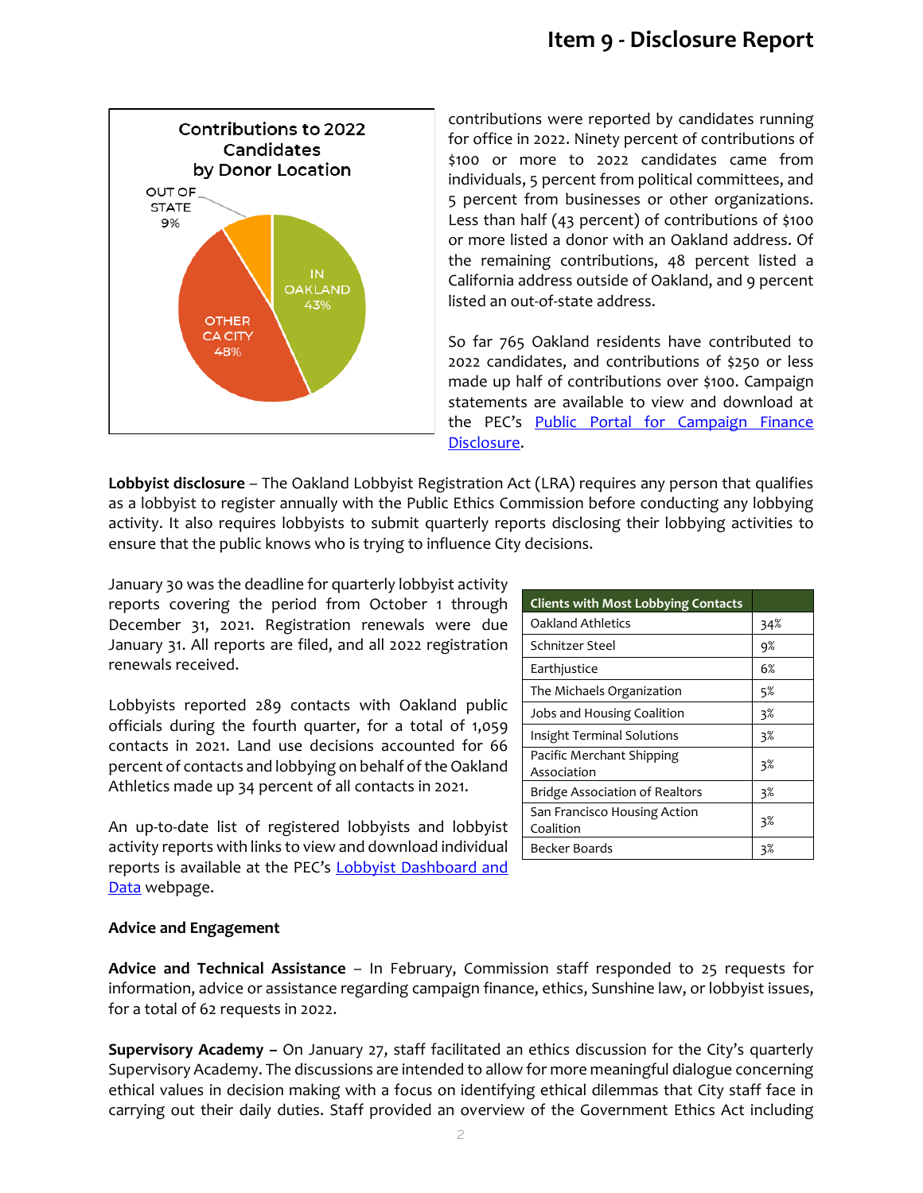Contributions to 2022 Candidates by Donor Location

OUT OF STATE 9%

IN OAKLAND 43%

OTHER CA CITY 48%

contributions were reported by candidates running for office in 2022. Ninety percent of contributions of $100 or more to 2022 candidates came from individuals, 5 percent from political committees, and 5 percent from businesses or other organizations. Less than half (43 percent) of contributions of $100 or more listed a donor with an Oakland address. Of the remaining contributions, 48 percent listed a California address outside of Oakland, and 9 percent listed an out-of-state address.

So far 765 Oakland residents have contributed to 2022 candidates, and contributions of $250 or less made up half of contributions over $100. Campaign statements are available to view and download at the PEC's [Public Portal for Campaign Finance Disclosure](#).

**Lobbyist disclosure** – The Oakland Lobbyist Registration Act (LRA) requires any person that qualifies as a lobbyist to register annually with the Public Ethics Commission before conducting any lobbying activity. It also requires lobbyists to submit quarterly reports disclosing their lobbying activities to ensure that the public knows who is trying to influence City decisions.

January 30 was the deadline for quarterly lobbyist activity reports covering the period from October 1 through December 31, 2021. Registration renewals were due January 31. All reports are filed, and all 2022 registration renewals received.

Lobbyists reported 289 contacts with Oakland public officials during the fourth quarter, for a total of 1,059 contacts in 2021. Land use decisions accounted for 66 percent of contacts and lobbying on behalf of the Oakland Athletics made up 34 percent of all contacts in 2021.

An up-to-date list of registered lobbyists and lobbyist activity reports with links to view and download individual reports is available at the PEC's [Lobbyist Dashboard and Data](#) webpage.

| Clients with Most Lobbying Contacts | |
|---|---|
| Oakland Athletics | 34% |
| Schnitzer Steel | 9% |
| Earthjustice | 6% |
| The Michaels Organization | 5% |
| Jobs and Housing Coalition | 3% |
| Insight Terminal Solutions | 3% |
| Pacific Merchant Shipping Association | 3% |
| Bridge Association of Realtors | 3% |
| San Francisco Housing Action Coalition | 3% |
| Becker Boards | 3% |

**Advice and Engagement**

**Advice and Technical Assistance** – In February, Commission staff responded to 25 requests for information, advice or assistance regarding campaign finance, ethics, Sunshine law, or lobbyist issues, for a total of 62 requests in 2022.

**Supervisory Academy –** On January 27, staff facilitated an ethics discussion for the City's quarterly Supervisory Academy. The discussions are intended to allow for more meaningful dialogue concerning ethical values in decision making with a focus on identifying ethical dilemmas that City staff face in carrying out their daily duties. Staff provided an overview of the Government Ethics Act including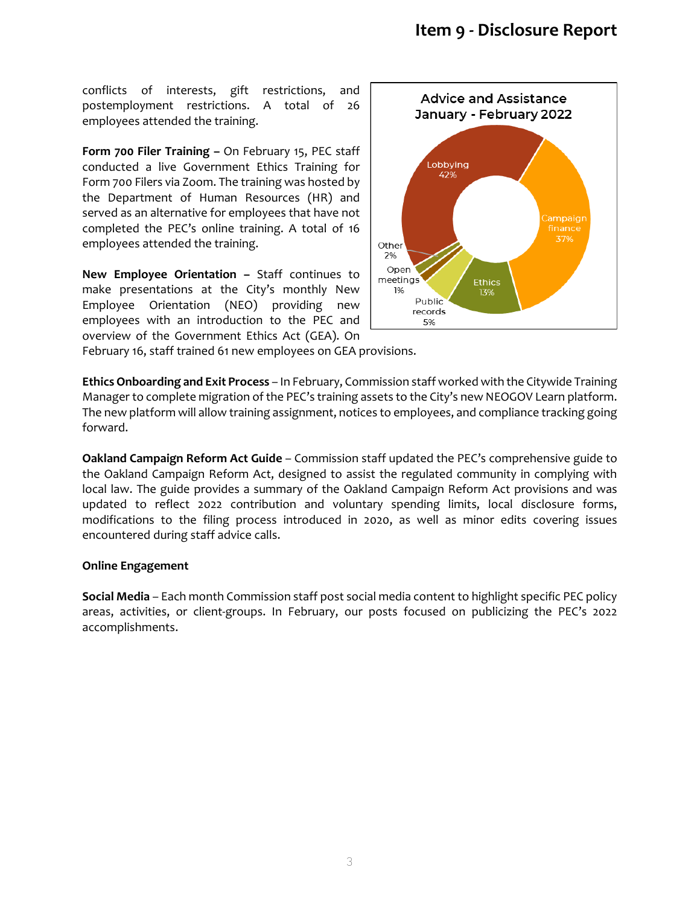conflicts of interests, gift restrictions, and postemployment restrictions. A total of 26 employees attended the training.

**Form 700 Filer Training –** On February 15, PEC staff conducted a live Government Ethics Training for Form 700 Filers via Zoom. The training was hosted by the Department of Human Resources (HR) and served as an alternative for employees that have not completed the PEC's online training. A total of 16 employees attended the training.

**New Employee Orientation –** Staff continues to make presentations at the City's monthly New Employee Orientation (NEO) providing new employees with an introduction to the PEC and overview of the Government Ethics Act (GEA). On February 16, staff trained 61 new employees on GEA provisions.

Advice and Assistance
January - February 2022

Lobbying 42%
Campaign finance 37%
Ethics 13%
Public records 5%
Open meetings 1%
Other 2%

**Ethics Onboarding and Exit Process** – In February, Commission staff worked with the Citywide Training Manager to complete migration of the PEC's training assets to the City's new NEOGOV Learn platform. The new platform will allow training assignment, notices to employees, and compliance tracking going forward.

**Oakland Campaign Reform Act Guide** – Commission staff updated the PEC's comprehensive guide to the Oakland Campaign Reform Act, designed to assist the regulated community in complying with local law. The guide provides a summary of the Oakland Campaign Reform Act provisions and was updated to reflect 2022 contribution and voluntary spending limits, local disclosure forms, modifications to the filing process introduced in 2020, as well as minor edits covering issues encountered during staff advice calls.

**Online Engagement**

**Social Media** – Each month Commission staff post social media content to highlight specific PEC policy areas, activities, or client-groups. In February, our posts focused on publicizing the PEC's 2022 accomplishments.